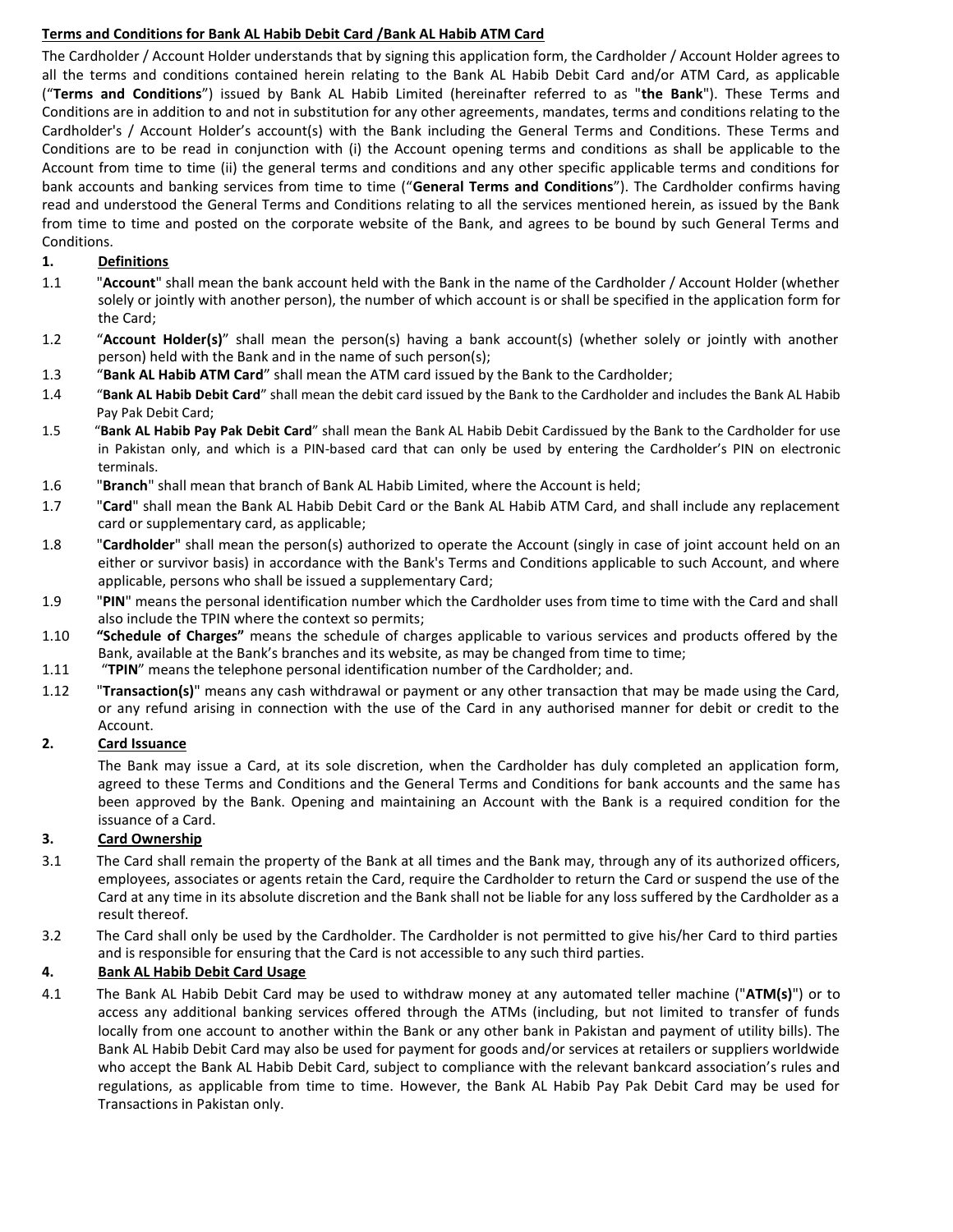## Terms and Conditions for Bank AL Habib Debit Card /Bank AL Habib ATM Card

The Cardholder / Account Holder understands that by signing this application form, the Cardholder / Account Holder agrees to all the terms and conditions contained herein relating to the Bank AL Habib Debit Card and/or ATM Card, as applicable ("**Terms and Conditions**") issued by Bank AL Habib Limited (hereinafter referred to as "**the Bank**"). These Terms and Conditions are in addition to and not in substitution for any other agreements, mandates, terms and conditions relating to the Cardholder's / Account Holder's account(s) with the Bank including the General Terms and Conditions. These Terms and Conditions are to be read in conjunction with (i) the Account opening terms and conditions as shall be applicable to the Account from time to time (ii) the general terms and conditions and any other specific applicable terms and conditions for bank accounts and banking services from time to time ("**General Terms and Conditions**"). The Cardholder confirms having read and understood the General Terms and Conditions relating to all the services mentioned herein, as issued by the Bank from time to time and posted on the corporate website of the Bank, and agrees to be bound by such General Terms and Conditions.

### 1. Definitions

1.1 "**Account**" shall mean the bank account held with the Bank in the name of the Cardholder / Account Holder (whether solely or jointly with another person), the number of which account is or shall be specified in the application form for the Card;

1.2 "**Account Holder(s)**" shall mean the person(s) having a bank account(s) (whether solely or jointly with another person) held with the Bank and in the name of such person(s);

1.3 "**Bank AL Habib ATM Card**" shall mean the ATM card issued by the Bank to the Cardholder;

1.4 "**Bank AL Habib Debit Card**" shall mean the debit card issued by the Bank to the Cardholder and includes the Bank AL Habib Pay Pak Debit Card;

1.5 "**Bank AL Habib Pay Pak Debit Card**" shall mean the Bank AL Habib Debit Cardissued by the Bank to the Cardholder for use in Pakistan only, and which is a PIN-based card that can only be used by entering the Cardholder's PIN on electronic terminals.

1.6 "**Branch**" shall mean that branch of Bank AL Habib Limited, where the Account is held;

1.7 "**Card**" shall mean the Bank AL Habib Debit Card or the Bank AL Habib ATM Card, and shall include any replacement card or supplementary card, as applicable;

1.8 "**Cardholder**" shall mean the person(s) authorized to operate the Account (singly in case of joint account held on an either or survivor basis) in accordance with the Bank's Terms and Conditions applicable to such Account, and where applicable, persons who shall be issued a supplementary Card;

1.9 "**PIN**" means the personal identification number which the Cardholder uses from time to time with the Card and shall also include the TPIN where the context so permits;

1.10 **"Schedule of Charges"** means the schedule of charges applicable to various services and products offered by the Bank, available at the Bank's branches and its website, as may be changed from time to time;

1.11 "**TPIN**" means the telephone personal identification number of the Cardholder; and.

1.12 "**Transaction(s)**" means any cash withdrawal or payment or any other transaction that may be made using the Card, or any refund arising in connection with the use of the Card in any authorised manner for debit or credit to the Account.

### 2. Card Issuance

The Bank may issue a Card, at its sole discretion, when the Cardholder has duly completed an application form, agreed to these Terms and Conditions and the General Terms and Conditions for bank accounts and the same has been approved by the Bank. Opening and maintaining an Account with the Bank is a required condition for the issuance of a Card.

### 3. Card Ownership

3.1 The Card shall remain the property of the Bank at all times and the Bank may, through any of its authorized officers, employees, associates or agents retain the Card, require the Cardholder to return the Card or suspend the use of the Card at any time in its absolute discretion and the Bank shall not be liable for any loss suffered by the Cardholder as a result thereof.

3.2 The Card shall only be used by the Cardholder. The Cardholder is not permitted to give his/her Card to third parties and is responsible for ensuring that the Card is not accessible to any such third parties.

### 4. Bank AL Habib Debit Card Usage

4.1 The Bank AL Habib Debit Card may be used to withdraw money at any automated teller machine ("**ATM(s)**") or to access any additional banking services offered through the ATMs (including, but not limited to transfer of funds locally from one account to another within the Bank or any other bank in Pakistan and payment of utility bills). The Bank AL Habib Debit Card may also be used for payment for goods and/or services at retailers or suppliers worldwide who accept the Bank AL Habib Debit Card, subject to compliance with the relevant bankcard association's rules and regulations, as applicable from time to time. However, the Bank AL Habib Pay Pak Debit Card may be used for Transactions in Pakistan only.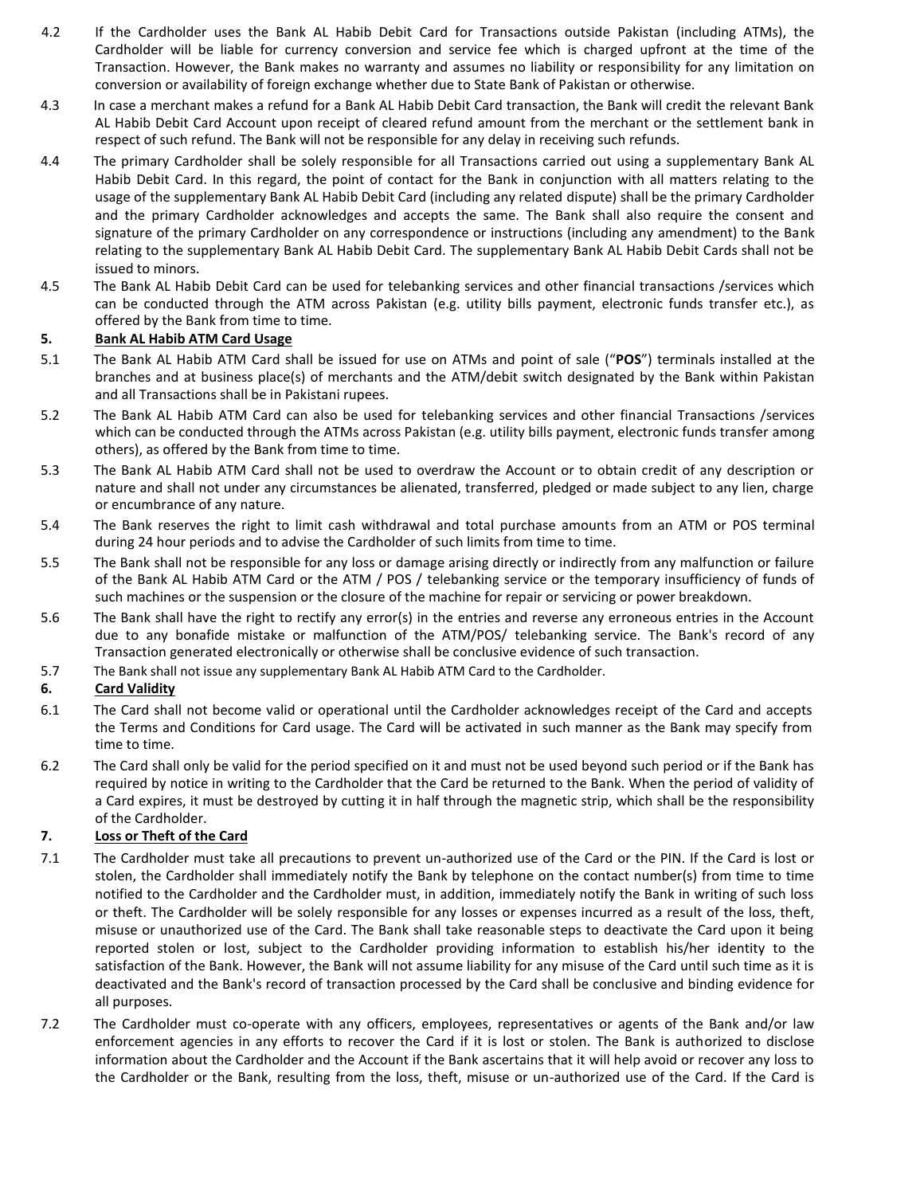4.2 If the Cardholder uses the Bank AL Habib Debit Card for Transactions outside Pakistan (including ATMs), the Cardholder will be liable for currency conversion and service fee which is charged upfront at the time of the Transaction. However, the Bank makes no warranty and assumes no liability or responsibility for any limitation on conversion or availability of foreign exchange whether due to State Bank of Pakistan or otherwise.

4.3 In case a merchant makes a refund for a Bank AL Habib Debit Card transaction, the Bank will credit the relevant Bank AL Habib Debit Card Account upon receipt of cleared refund amount from the merchant or the settlement bank in respect of such refund. The Bank will not be responsible for any delay in receiving such refunds.

4.4 The primary Cardholder shall be solely responsible for all Transactions carried out using a supplementary Bank AL Habib Debit Card. In this regard, the point of contact for the Bank in conjunction with all matters relating to the usage of the supplementary Bank AL Habib Debit Card (including any related dispute) shall be the primary Cardholder and the primary Cardholder acknowledges and accepts the same. The Bank shall also require the consent and signature of the primary Cardholder on any correspondence or instructions (including any amendment) to the Bank relating to the supplementary Bank AL Habib Debit Card. The supplementary Bank AL Habib Debit Cards shall not be issued to minors.

4.5 The Bank AL Habib Debit Card can be used for telebanking services and other financial transactions /services which can be conducted through the ATM across Pakistan (e.g. utility bills payment, electronic funds transfer etc.), as offered by the Bank from time to time.

## 5. Bank AL Habib ATM Card Usage

5.1 The Bank AL Habib ATM Card shall be issued for use on ATMs and point of sale ("**POS**") terminals installed at the branches and at business place(s) of merchants and the ATM/debit switch designated by the Bank within Pakistan and all Transactions shall be in Pakistani rupees.

5.2 The Bank AL Habib ATM Card can also be used for telebanking services and other financial Transactions /services which can be conducted through the ATMs across Pakistan (e.g. utility bills payment, electronic funds transfer among others), as offered by the Bank from time to time.

5.3 The Bank AL Habib ATM Card shall not be used to overdraw the Account or to obtain credit of any description or nature and shall not under any circumstances be alienated, transferred, pledged or made subject to any lien, charge or encumbrance of any nature.

5.4 The Bank reserves the right to limit cash withdrawal and total purchase amounts from an ATM or POS terminal during 24 hour periods and to advise the Cardholder of such limits from time to time.

5.5 The Bank shall not be responsible for any loss or damage arising directly or indirectly from any malfunction or failure of the Bank AL Habib ATM Card or the ATM / POS / telebanking service or the temporary insufficiency of funds of such machines or the suspension or the closure of the machine for repair or servicing or power breakdown.

5.6 The Bank shall have the right to rectify any error(s) in the entries and reverse any erroneous entries in the Account due to any bonafide mistake or malfunction of the ATM/POS/ telebanking service. The Bank's record of any Transaction generated electronically or otherwise shall be conclusive evidence of such transaction.

5.7 The Bank shall not issue any supplementary Bank AL Habib ATM Card to the Cardholder.

## 6. Card Validity

6.1 The Card shall not become valid or operational until the Cardholder acknowledges receipt of the Card and accepts the Terms and Conditions for Card usage. The Card will be activated in such manner as the Bank may specify from time to time.

6.2 The Card shall only be valid for the period specified on it and must not be used beyond such period or if the Bank has required by notice in writing to the Cardholder that the Card be returned to the Bank. When the period of validity of a Card expires, it must be destroyed by cutting it in half through the magnetic strip, which shall be the responsibility of the Cardholder.

## 7. Loss or Theft of the Card

7.1 The Cardholder must take all precautions to prevent un-authorized use of the Card or the PIN. If the Card is lost or stolen, the Cardholder shall immediately notify the Bank by telephone on the contact number(s) from time to time notified to the Cardholder and the Cardholder must, in addition, immediately notify the Bank in writing of such loss or theft. The Cardholder will be solely responsible for any losses or expenses incurred as a result of the loss, theft, misuse or unauthorized use of the Card. The Bank shall take reasonable steps to deactivate the Card upon it being reported stolen or lost, subject to the Cardholder providing information to establish his/her identity to the satisfaction of the Bank. However, the Bank will not assume liability for any misuse of the Card until such time as it is deactivated and the Bank's record of transaction processed by the Card shall be conclusive and binding evidence for all purposes.

7.2 The Cardholder must co-operate with any officers, employees, representatives or agents of the Bank and/or law enforcement agencies in any efforts to recover the Card if it is lost or stolen. The Bank is authorized to disclose information about the Cardholder and the Account if the Bank ascertains that it will help avoid or recover any loss to the Cardholder or the Bank, resulting from the loss, theft, misuse or un-authorized use of the Card. If the Card is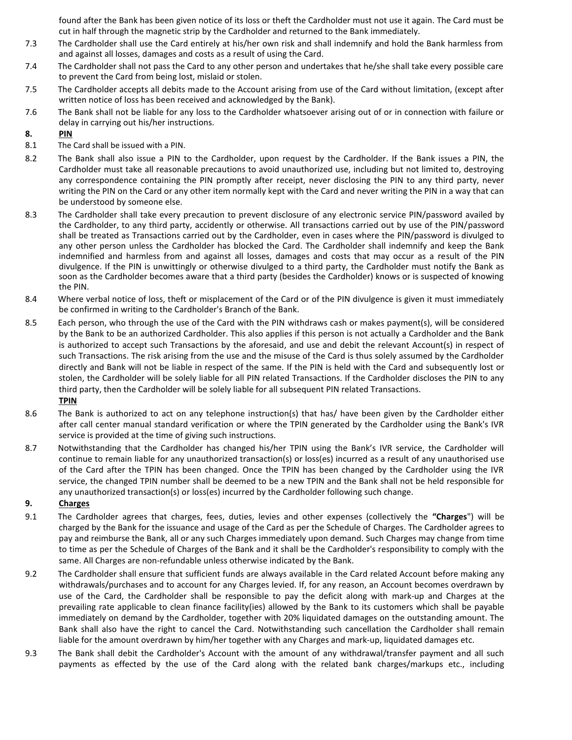found after the Bank has been given notice of its loss or theft the Cardholder must not use it again. The Card must be cut in half through the magnetic strip by the Cardholder and returned to the Bank immediately.

7.3 The Cardholder shall use the Card entirely at his/her own risk and shall indemnify and hold the Bank harmless from and against all losses, damages and costs as a result of using the Card.

7.4 The Cardholder shall not pass the Card to any other person and undertakes that he/she shall take every possible care to prevent the Card from being lost, mislaid or stolen.

7.5 The Cardholder accepts all debits made to the Account arising from use of the Card without limitation, (except after written notice of loss has been received and acknowledged by the Bank).

7.6 The Bank shall not be liable for any loss to the Cardholder whatsoever arising out of or in connection with failure or delay in carrying out his/her instructions.

**8. PIN**

8.1 The Card shall be issued with a PIN.

8.2 The Bank shall also issue a PIN to the Cardholder, upon request by the Cardholder. If the Bank issues a PIN, the Cardholder must take all reasonable precautions to avoid unauthorized use, including but not limited to, destroying any correspondence containing the PIN promptly after receipt, never disclosing the PIN to any third party, never writing the PIN on the Card or any other item normally kept with the Card and never writing the PIN in a way that can be understood by someone else.

8.3 The Cardholder shall take every precaution to prevent disclosure of any electronic service PIN/password availed by the Cardholder, to any third party, accidently or otherwise. All transactions carried out by use of the PIN/password shall be treated as Transactions carried out by the Cardholder, even in cases where the PIN/password is divulged to any other person unless the Cardholder has blocked the Card. The Cardholder shall indemnify and keep the Bank indemnified and harmless from and against all losses, damages and costs that may occur as a result of the PIN divulgence. If the PIN is unwittingly or otherwise divulged to a third party, the Cardholder must notify the Bank as soon as the Cardholder becomes aware that a third party (besides the Cardholder) knows or is suspected of knowing the PIN.

8.4 Where verbal notice of loss, theft or misplacement of the Card or of the PIN divulgence is given it must immediately be confirmed in writing to the Cardholder's Branch of the Bank.

8.5 Each person, who through the use of the Card with the PIN withdraws cash or makes payment(s), will be considered by the Bank to be an authorized Cardholder. This also applies if this person is not actually a Cardholder and the Bank is authorized to accept such Transactions by the aforesaid, and use and debit the relevant Account(s) in respect of such Transactions. The risk arising from the use and the misuse of the Card is thus solely assumed by the Cardholder directly and Bank will not be liable in respect of the same. If the PIN is held with the Card and subsequently lost or stolen, the Cardholder will be solely liable for all PIN related Transactions. If the Cardholder discloses the PIN to any third party, then the Cardholder will be solely liable for all subsequent PIN related Transactions.

**TPIN**

8.6 The Bank is authorized to act on any telephone instruction(s) that has/ have been given by the Cardholder either after call center manual standard verification or where the TPIN generated by the Cardholder using the Bank's IVR service is provided at the time of giving such instructions.

8.7 Notwithstanding that the Cardholder has changed his/her TPIN using the Bank's IVR service, the Cardholder will continue to remain liable for any unauthorized transaction(s) or loss(es) incurred as a result of any unauthorised use of the Card after the TPIN has been changed. Once the TPIN has been changed by the Cardholder using the IVR service, the changed TPIN number shall be deemed to be a new TPIN and the Bank shall not be held responsible for any unauthorized transaction(s) or loss(es) incurred by the Cardholder following such change.

**9. Charges**

9.1 The Cardholder agrees that charges, fees, duties, levies and other expenses (collectively the **"Charges"**) will be charged by the Bank for the issuance and usage of the Card as per the Schedule of Charges. The Cardholder agrees to pay and reimburse the Bank, all or any such Charges immediately upon demand. Such Charges may change from time to time as per the Schedule of Charges of the Bank and it shall be the Cardholder's responsibility to comply with the same. All Charges are non-refundable unless otherwise indicated by the Bank.

9.2 The Cardholder shall ensure that sufficient funds are always available in the Card related Account before making any withdrawals/purchases and to account for any Charges levied. If, for any reason, an Account becomes overdrawn by use of the Card, the Cardholder shall be responsible to pay the deficit along with mark-up and Charges at the prevailing rate applicable to clean finance facility(ies) allowed by the Bank to its customers which shall be payable immediately on demand by the Cardholder, together with 20% liquidated damages on the outstanding amount. The Bank shall also have the right to cancel the Card. Notwithstanding such cancellation the Cardholder shall remain liable for the amount overdrawn by him/her together with any Charges and mark-up, liquidated damages etc.

9.3 The Bank shall debit the Cardholder's Account with the amount of any withdrawal/transfer payment and all such payments as effected by the use of the Card along with the related bank charges/markups etc., including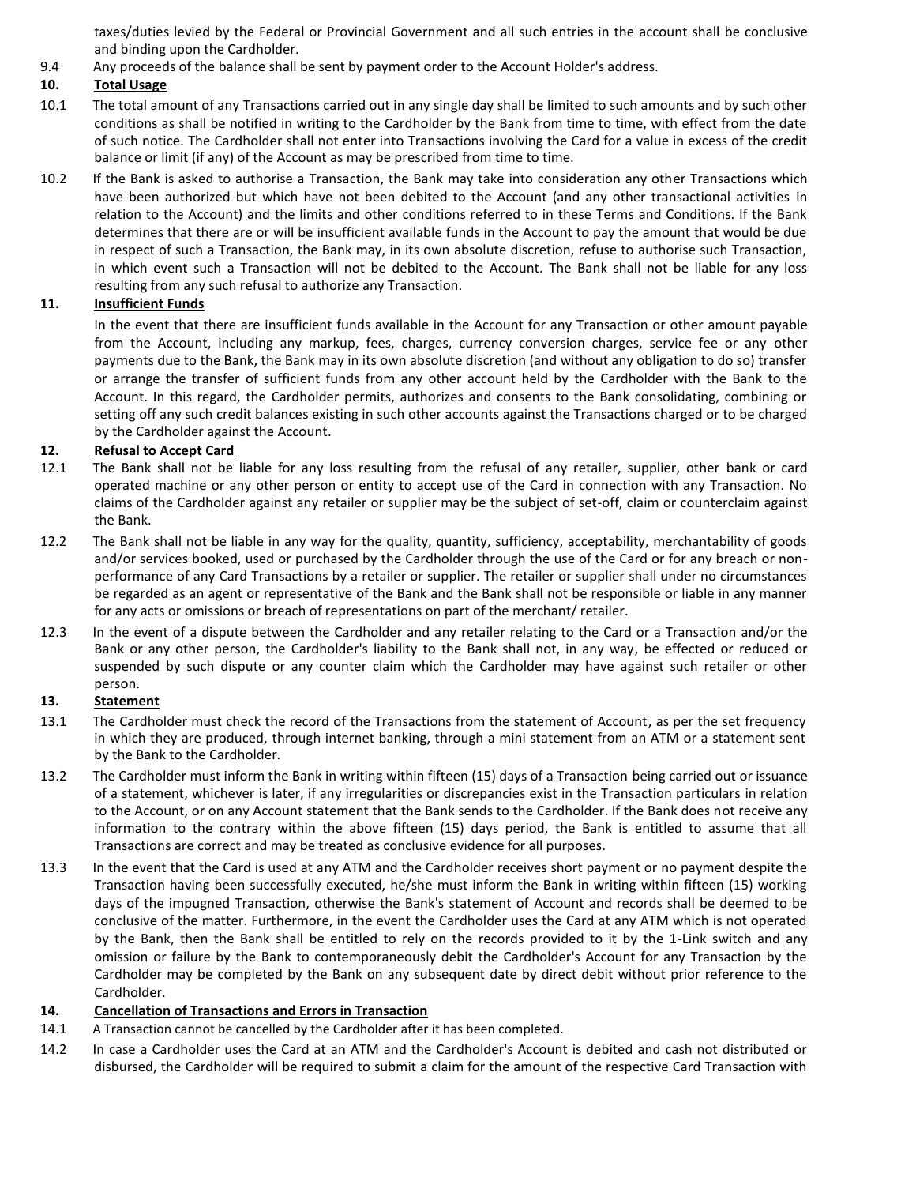taxes/duties levied by the Federal or Provincial Government and all such entries in the account shall be conclusive and binding upon the Cardholder.

9.4 Any proceeds of the balance shall be sent by payment order to the Account Holder's address.

## 10. Total Usage

10.1 The total amount of any Transactions carried out in any single day shall be limited to such amounts and by such other conditions as shall be notified in writing to the Cardholder by the Bank from time to time, with effect from the date of such notice. The Cardholder shall not enter into Transactions involving the Card for a value in excess of the credit balance or limit (if any) of the Account as may be prescribed from time to time.

10.2 If the Bank is asked to authorise a Transaction, the Bank may take into consideration any other Transactions which have been authorized but which have not been debited to the Account (and any other transactional activities in relation to the Account) and the limits and other conditions referred to in these Terms and Conditions. If the Bank determines that there are or will be insufficient available funds in the Account to pay the amount that would be due in respect of such a Transaction, the Bank may, in its own absolute discretion, refuse to authorise such Transaction, in which event such a Transaction will not be debited to the Account. The Bank shall not be liable for any loss resulting from any such refusal to authorize any Transaction.

## 11. Insufficient Funds

In the event that there are insufficient funds available in the Account for any Transaction or other amount payable from the Account, including any markup, fees, charges, currency conversion charges, service fee or any other payments due to the Bank, the Bank may in its own absolute discretion (and without any obligation to do so) transfer or arrange the transfer of sufficient funds from any other account held by the Cardholder with the Bank to the Account. In this regard, the Cardholder permits, authorizes and consents to the Bank consolidating, combining or setting off any such credit balances existing in such other accounts against the Transactions charged or to be charged by the Cardholder against the Account.

## 12. Refusal to Accept Card

12.1 The Bank shall not be liable for any loss resulting from the refusal of any retailer, supplier, other bank or card operated machine or any other person or entity to accept use of the Card in connection with any Transaction. No claims of the Cardholder against any retailer or supplier may be the subject of set-off, claim or counterclaim against the Bank.

12.2 The Bank shall not be liable in any way for the quality, quantity, sufficiency, acceptability, merchantability of goods and/or services booked, used or purchased by the Cardholder through the use of the Card or for any breach or non-performance of any Card Transactions by a retailer or supplier. The retailer or supplier shall under no circumstances be regarded as an agent or representative of the Bank and the Bank shall not be responsible or liable in any manner for any acts or omissions or breach of representations on part of the merchant/ retailer.

12.3 In the event of a dispute between the Cardholder and any retailer relating to the Card or a Transaction and/or the Bank or any other person, the Cardholder's liability to the Bank shall not, in any way, be effected or reduced or suspended by such dispute or any counter claim which the Cardholder may have against such retailer or other person.

## 13. Statement

13.1 The Cardholder must check the record of the Transactions from the statement of Account, as per the set frequency in which they are produced, through internet banking, through a mini statement from an ATM or a statement sent by the Bank to the Cardholder.

13.2 The Cardholder must inform the Bank in writing within fifteen (15) days of a Transaction being carried out or issuance of a statement, whichever is later, if any irregularities or discrepancies exist in the Transaction particulars in relation to the Account, or on any Account statement that the Bank sends to the Cardholder. If the Bank does not receive any information to the contrary within the above fifteen (15) days period, the Bank is entitled to assume that all Transactions are correct and may be treated as conclusive evidence for all purposes.

13.3 In the event that the Card is used at any ATM and the Cardholder receives short payment or no payment despite the Transaction having been successfully executed, he/she must inform the Bank in writing within fifteen (15) working days of the impugned Transaction, otherwise the Bank's statement of Account and records shall be deemed to be conclusive of the matter. Furthermore, in the event the Cardholder uses the Card at any ATM which is not operated by the Bank, then the Bank shall be entitled to rely on the records provided to it by the 1-Link switch and any omission or failure by the Bank to contemporaneously debit the Cardholder's Account for any Transaction by the Cardholder may be completed by the Bank on any subsequent date by direct debit without prior reference to the Cardholder.

## 14. Cancellation of Transactions and Errors in Transaction

14.1 A Transaction cannot be cancelled by the Cardholder after it has been completed.

14.2 In case a Cardholder uses the Card at an ATM and the Cardholder's Account is debited and cash not distributed or disbursed, the Cardholder will be required to submit a claim for the amount of the respective Card Transaction with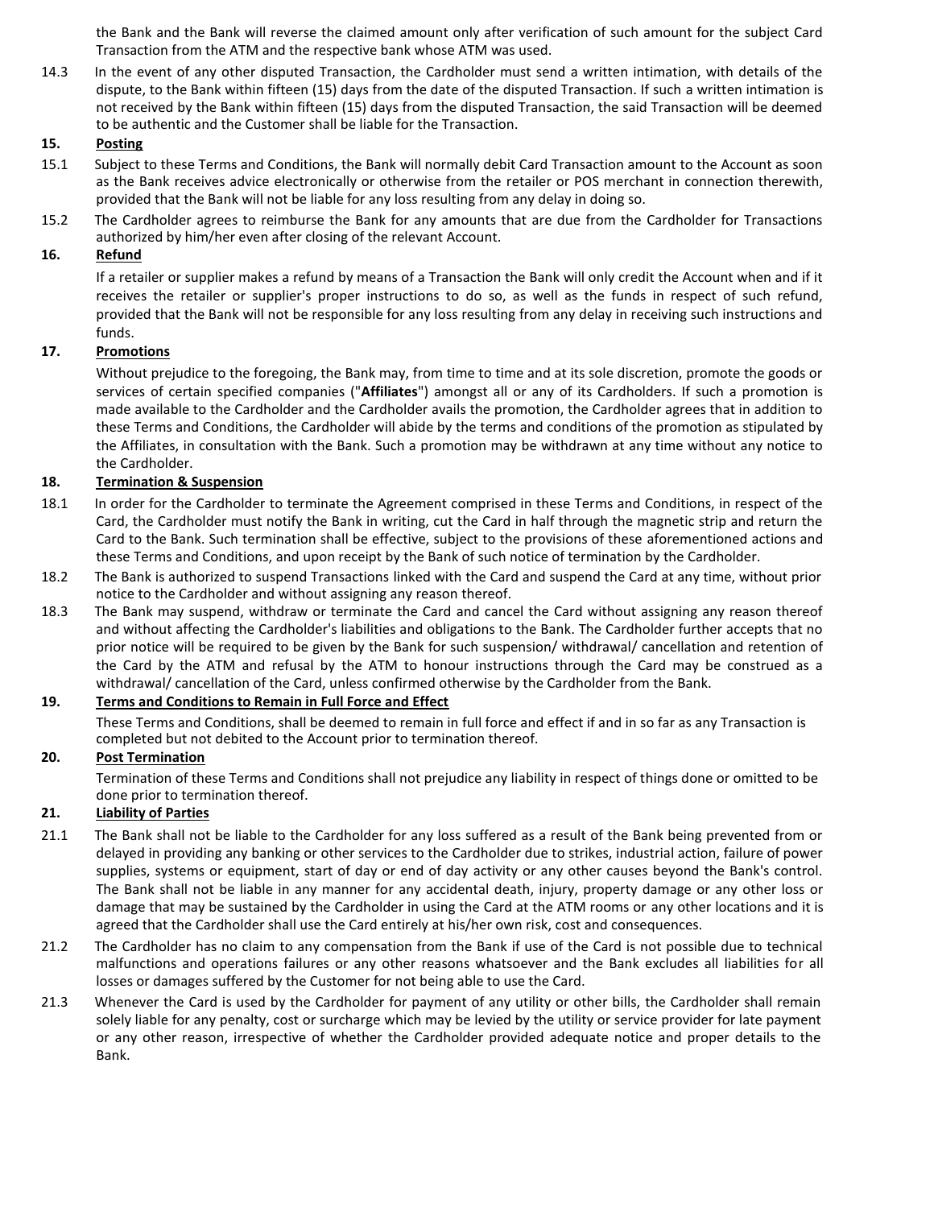the Bank and the Bank will reverse the claimed amount only after verification of such amount for the subject Card Transaction from the ATM and the respective bank whose ATM was used.

14.3 In the event of any other disputed Transaction, the Cardholder must send a written intimation, with details of the dispute, to the Bank within fifteen (15) days from the date of the disputed Transaction. If such a written intimation is not received by the Bank within fifteen (15) days from the disputed Transaction, the said Transaction will be deemed to be authentic and the Customer shall be liable for the Transaction.

**15. <u>Posting</u>**

15.1 Subject to these Terms and Conditions, the Bank will normally debit Card Transaction amount to the Account as soon as the Bank receives advice electronically or otherwise from the retailer or POS merchant in connection therewith, provided that the Bank will not be liable for any loss resulting from any delay in doing so.

15.2 The Cardholder agrees to reimburse the Bank for any amounts that are due from the Cardholder for Transactions authorized by him/her even after closing of the relevant Account.

**16. <u>Refund</u>**

If a retailer or supplier makes a refund by means of a Transaction the Bank will only credit the Account when and if it receives the retailer or supplier's proper instructions to do so, as well as the funds in respect of such refund, provided that the Bank will not be responsible for any loss resulting from any delay in receiving such instructions and funds.

**17. <u>Promotions</u>**

Without prejudice to the foregoing, the Bank may, from time to time and at its sole discretion, promote the goods or services of certain specified companies ("**Affiliates**") amongst all or any of its Cardholders. If such a promotion is made available to the Cardholder and the Cardholder avails the promotion, the Cardholder agrees that in addition to these Terms and Conditions, the Cardholder will abide by the terms and conditions of the promotion as stipulated by the Affiliates, in consultation with the Bank. Such a promotion may be withdrawn at any time without any notice to the Cardholder.

**18. <u>Termination & Suspension</u>**

18.1 In order for the Cardholder to terminate the Agreement comprised in these Terms and Conditions, in respect of the Card, the Cardholder must notify the Bank in writing, cut the Card in half through the magnetic strip and return the Card to the Bank. Such termination shall be effective, subject to the provisions of these aforementioned actions and these Terms and Conditions, and upon receipt by the Bank of such notice of termination by the Cardholder.

18.2 The Bank is authorized to suspend Transactions linked with the Card and suspend the Card at any time, without prior notice to the Cardholder and without assigning any reason thereof.

18.3 The Bank may suspend, withdraw or terminate the Card and cancel the Card without assigning any reason thereof and without affecting the Cardholder's liabilities and obligations to the Bank. The Cardholder further accepts that no prior notice will be required to be given by the Bank for such suspension/ withdrawal/ cancellation and retention of the Card by the ATM and refusal by the ATM to honour instructions through the Card may be construed as a withdrawal/ cancellation of the Card, unless confirmed otherwise by the Cardholder from the Bank.

**19. <u>Terms and Conditions to Remain in Full Force and Effect</u>**

These Terms and Conditions, shall be deemed to remain in full force and effect if and in so far as any Transaction is completed but not debited to the Account prior to termination thereof.

**20. <u>Post Termination</u>**

Termination of these Terms and Conditions shall not prejudice any liability in respect of things done or omitted to be done prior to termination thereof.

**21. <u>Liability of Parties</u>**

21.1 The Bank shall not be liable to the Cardholder for any loss suffered as a result of the Bank being prevented from or delayed in providing any banking or other services to the Cardholder due to strikes, industrial action, failure of power supplies, systems or equipment, start of day or end of day activity or any other causes beyond the Bank's control. The Bank shall not be liable in any manner for any accidental death, injury, property damage or any other loss or damage that may be sustained by the Cardholder in using the Card at the ATM rooms or any other locations and it is agreed that the Cardholder shall use the Card entirely at his/her own risk, cost and consequences.

21.2 The Cardholder has no claim to any compensation from the Bank if use of the Card is not possible due to technical malfunctions and operations failures or any other reasons whatsoever and the Bank excludes all liabilities for all losses or damages suffered by the Customer for not being able to use the Card.

21.3 Whenever the Card is used by the Cardholder for payment of any utility or other bills, the Cardholder shall remain solely liable for any penalty, cost or surcharge which may be levied by the utility or service provider for late payment or any other reason, irrespective of whether the Cardholder provided adequate notice and proper details to the Bank.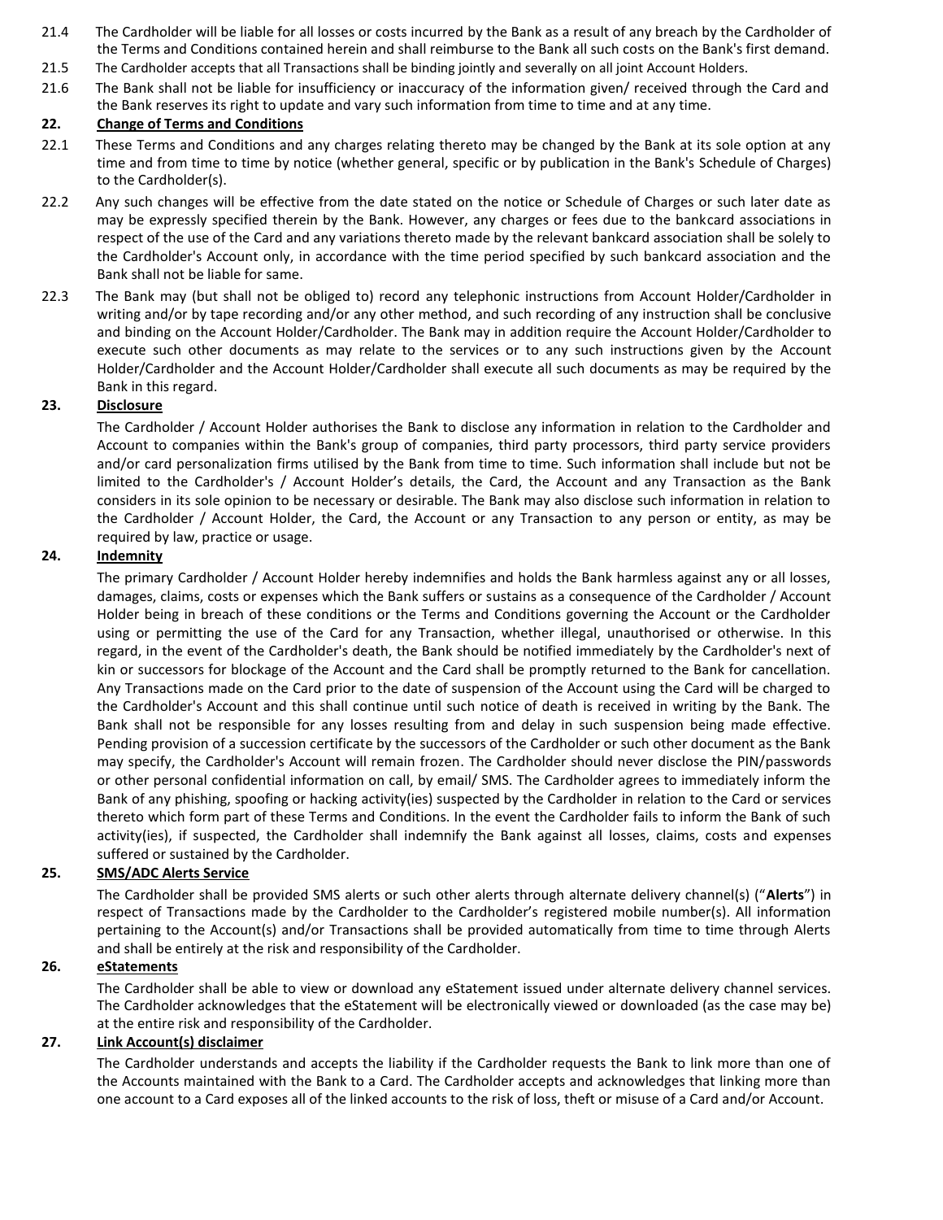21.4 The Cardholder will be liable for all losses or costs incurred by the Bank as a result of any breach by the Cardholder of the Terms and Conditions contained herein and shall reimburse to the Bank all such costs on the Bank's first demand.

21.5 The Cardholder accepts that all Transactions shall be binding jointly and severally on all joint Account Holders.

21.6 The Bank shall not be liable for insufficiency or inaccuracy of the information given/ received through the Card and the Bank reserves its right to update and vary such information from time to time and at any time.

## 22. Change of Terms and Conditions

22.1 These Terms and Conditions and any charges relating thereto may be changed by the Bank at its sole option at any time and from time to time by notice (whether general, specific or by publication in the Bank's Schedule of Charges) to the Cardholder(s).

22.2 Any such changes will be effective from the date stated on the notice or Schedule of Charges or such later date as may be expressly specified therein by the Bank. However, any charges or fees due to the bankcard associations in respect of the use of the Card and any variations thereto made by the relevant bankcard association shall be solely to the Cardholder's Account only, in accordance with the time period specified by such bankcard association and the Bank shall not be liable for same.

22.3 The Bank may (but shall not be obliged to) record any telephonic instructions from Account Holder/Cardholder in writing and/or by tape recording and/or any other method, and such recording of any instruction shall be conclusive and binding on the Account Holder/Cardholder. The Bank may in addition require the Account Holder/Cardholder to execute such other documents as may relate to the services or to any such instructions given by the Account Holder/Cardholder and the Account Holder/Cardholder shall execute all such documents as may be required by the Bank in this regard.

## 23. Disclosure

The Cardholder / Account Holder authorises the Bank to disclose any information in relation to the Cardholder and Account to companies within the Bank's group of companies, third party processors, third party service providers and/or card personalization firms utilised by the Bank from time to time. Such information shall include but not be limited to the Cardholder's / Account Holder's details, the Card, the Account and any Transaction as the Bank considers in its sole opinion to be necessary or desirable. The Bank may also disclose such information in relation to the Cardholder / Account Holder, the Card, the Account or any Transaction to any person or entity, as may be required by law, practice or usage.

## 24. Indemnity

The primary Cardholder / Account Holder hereby indemnifies and holds the Bank harmless against any or all losses, damages, claims, costs or expenses which the Bank suffers or sustains as a consequence of the Cardholder / Account Holder being in breach of these conditions or the Terms and Conditions governing the Account or the Cardholder using or permitting the use of the Card for any Transaction, whether illegal, unauthorised or otherwise. In this regard, in the event of the Cardholder's death, the Bank should be notified immediately by the Cardholder's next of kin or successors for blockage of the Account and the Card shall be promptly returned to the Bank for cancellation. Any Transactions made on the Card prior to the date of suspension of the Account using the Card will be charged to the Cardholder's Account and this shall continue until such notice of death is received in writing by the Bank. The Bank shall not be responsible for any losses resulting from and delay in such suspension being made effective. Pending provision of a succession certificate by the successors of the Cardholder or such other document as the Bank may specify, the Cardholder's Account will remain frozen. The Cardholder should never disclose the PIN/passwords or other personal confidential information on call, by email/ SMS. The Cardholder agrees to immediately inform the Bank of any phishing, spoofing or hacking activity(ies) suspected by the Cardholder in relation to the Card or services thereto which form part of these Terms and Conditions. In the event the Cardholder fails to inform the Bank of such activity(ies), if suspected, the Cardholder shall indemnify the Bank against all losses, claims, costs and expenses suffered or sustained by the Cardholder.

## 25. SMS/ADC Alerts Service

The Cardholder shall be provided SMS alerts or such other alerts through alternate delivery channel(s) ("**Alerts**") in respect of Transactions made by the Cardholder to the Cardholder's registered mobile number(s). All information pertaining to the Account(s) and/or Transactions shall be provided automatically from time to time through Alerts and shall be entirely at the risk and responsibility of the Cardholder.

## 26. eStatements

The Cardholder shall be able to view or download any eStatement issued under alternate delivery channel services. The Cardholder acknowledges that the eStatement will be electronically viewed or downloaded (as the case may be) at the entire risk and responsibility of the Cardholder.

## 27. Link Account(s) disclaimer

The Cardholder understands and accepts the liability if the Cardholder requests the Bank to link more than one of the Accounts maintained with the Bank to a Card. The Cardholder accepts and acknowledges that linking more than one account to a Card exposes all of the linked accounts to the risk of loss, theft or misuse of a Card and/or Account.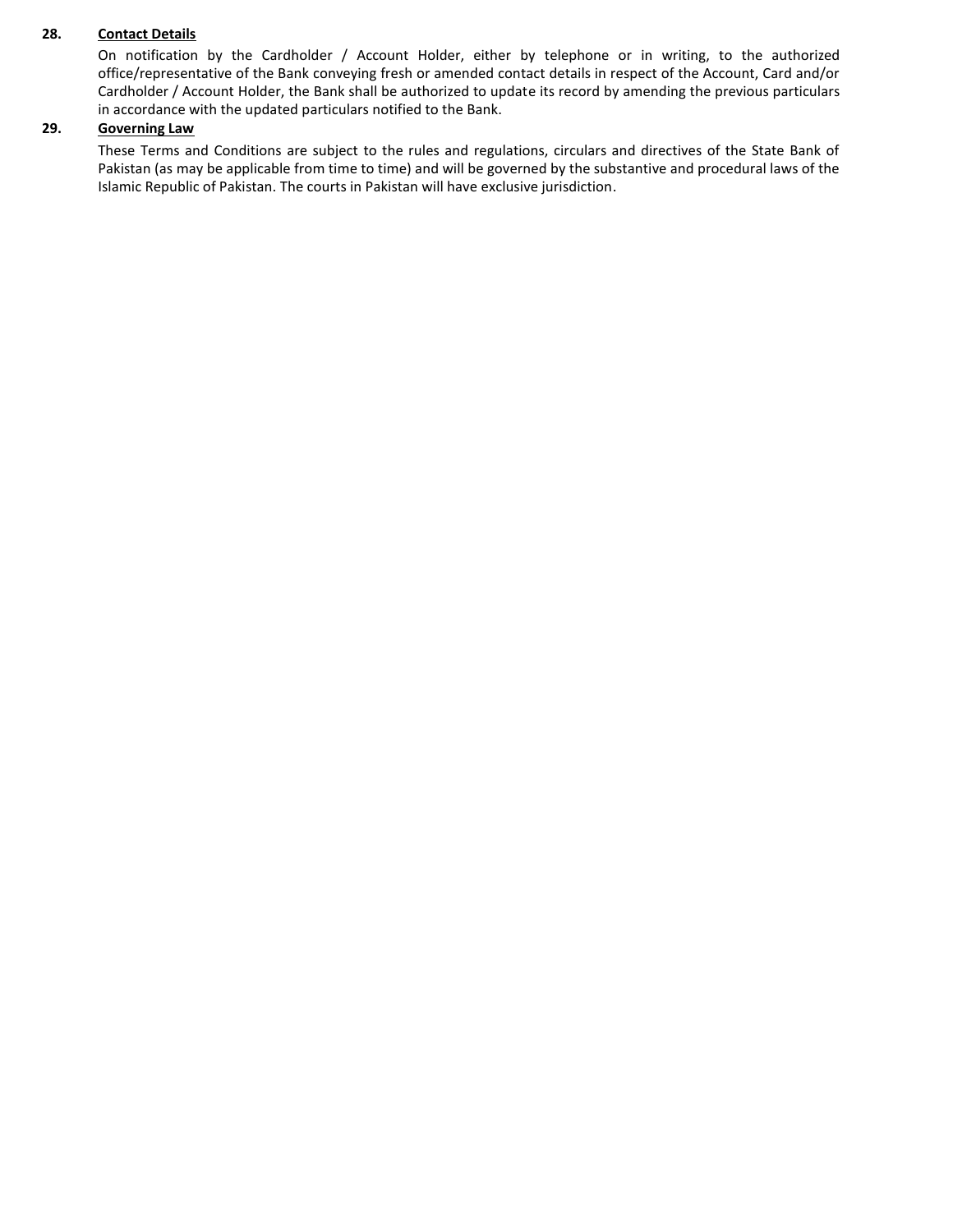28. **Contact Details**

On notification by the Cardholder / Account Holder, either by telephone or in writing, to the authorized office/representative of the Bank conveying fresh or amended contact details in respect of the Account, Card and/or Cardholder / Account Holder, the Bank shall be authorized to update its record by amending the previous particulars in accordance with the updated particulars notified to the Bank.

29. **Governing Law**

These Terms and Conditions are subject to the rules and regulations, circulars and directives of the State Bank of Pakistan (as may be applicable from time to time) and will be governed by the substantive and procedural laws of the Islamic Republic of Pakistan. The courts in Pakistan will have exclusive jurisdiction.